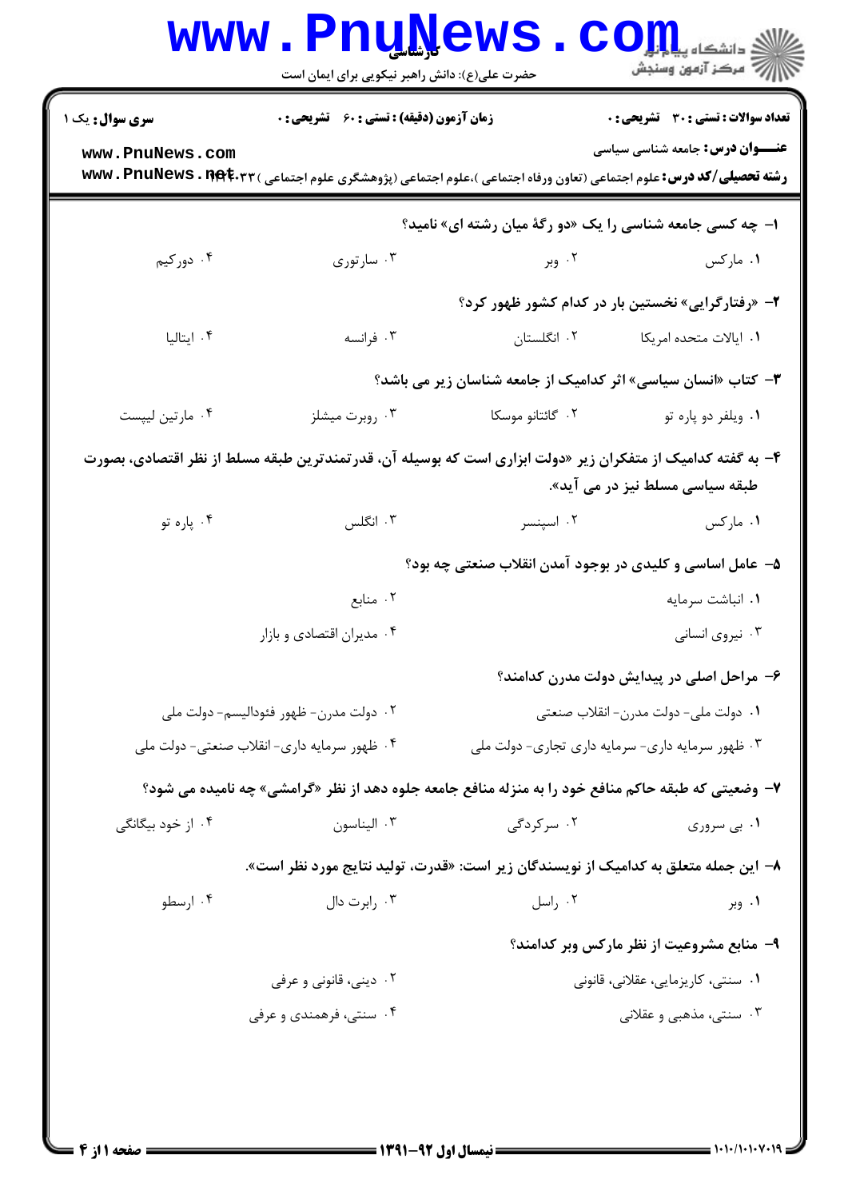**سری سوال:** یک ۱

**زمان آزمون (دقیقه) : تستی : ۶۰ تشریحی : ۰**

**تعداد سوالات : تستی : ۳۰ تشریحی : ۰**

**عنـــوان درس:** جامعه شناسی سیاسی

**رشته تحصیلی/کد درس:** علوم اجتماعی (تعاون ورفاه اجتماعی )،علوم اجتماعی (پژوهشگری علوم اجتماعی )۱۲۲۲۰۳۳

۱- چه کسی جامعه شناسی را یک «دو رگهٔ میان رشته ای» نامید؟

۱. مارکس
۲. وبر
۳. سارتوری
۴. دورکیم

۲- «رفتارگرایی» نخستین بار در کدام کشور ظهور کرد؟

۱. ایالات متحده امریکا
۲. انگلستان
۳. فرانسه
۴. ایتالیا

۳- کتاب «انسان سیاسی» اثر کدامیک از جامعه شناسان زیر می باشد؟

۱. ویلفر دو پاره تو
۲. گائتانو موسکا
۳. روبرت میشلز
۴. مارتین لیپست

۴- به گفته کدامیک از متفکران زیر «دولت ابزاری است که بوسیله آن، قدرتمندترین طبقه مسلط از نظر اقتصادی، بصورت طبقه سیاسی مسلط نیز در می آید».

۱. مارکس
۲. اسپنسر
۳. انگلس
۴. پاره تو

۵- عامل اساسی و کلیدی در بوجود آمدن انقلاب صنعتی چه بود؟

۱. انباشت سرمایه
۲. منابع
۳. نیروی انسانی
۴. مدیران اقتصادی و بازار

۶- مراحل اصلی در پیدایش دولت مدرن کدامند؟

۱. دولت ملی- دولت مدرن- انقلاب صنعتی
۲. دولت مدرن- ظهور فئودالیسم- دولت ملی
۳. ظهور سرمایه داری- سرمایه داری تجاری- دولت ملی
۴. ظهور سرمایه داری- انقلاب صنعتی- دولت ملی

۷- وضعیتی که طبقه حاکم منافع خود را به منزله منافع جامعه جلوه دهد از نظر «گرامشی» چه نامیده می شود؟

۱. بی سروری
۲. سرکردگی
۳. الیناسون
۴. از خود بیگانگی

۸- این جمله متعلق به کدامیک از نویسندگان زیر است: «قدرت، تولید نتایج مورد نظر است».

۱. وبر
۲. راسل
۳. رابرت دال
۴. ارسطو

۹- منابع مشروعیت از نظر مارکس وبر کدامند؟

۱. سنتی، کاریزمایی، عقلانی، قانونی
۲. دینی، قانونی و عرفی
۳. سنتی، مذهبی و عقلانی
۴. سنتی، فرهمندی و عرفی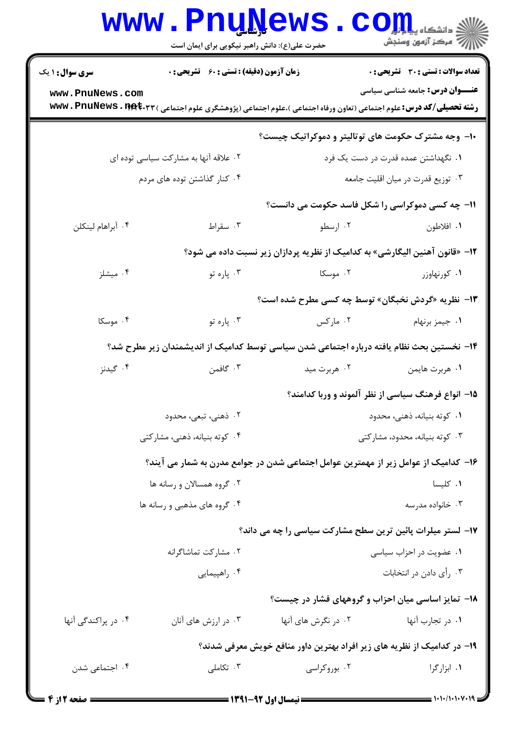**۱۰- وجه مشترک حکومت های توتالیتر و دموکراتیک چیست؟**

۱. نگهداشتن عمده قدرت در دست یک فرد

۲. علاقه آنها به مشارکت سیاسی توده ای

۳. توزیع قدرت در میان اقلیت جامعه

۴. کنار گذاشتن توده های مردم

**۱۱- چه کسی دموکراسی را شکل فاسد حکومت می دانست؟**

۱. افلاطون

۲. ارسطو

۳. سقراط

۴. آبراهام لینکلن

**۱۲- «قانون آهنین الیگارشی» به کدامیک از نظریه پردازان زیر نسبت داده می شود؟**

۱. کورنهاوزر

۲. موسکا

۳. پاره تو

۴. میشلز

**۱۳- نظریه «گردش نخبگان» توسط چه کسی مطرح شده است؟**

۱. جیمز برنهام

۲. مارکس

۳. پاره تو

۴. موسکا

**۱۴- نخستین بحث نظام یافته درباره اجتماعی شدن سیاسی توسط کدامیک از اندیشمندان زیر مطرح شد؟**

۱. هربرت هایمن

۲. هربرت مید

۳. گافمن

۴. گیدنز

**۱۵- انواع فرهنگ سیاسی از نظر آلموند و وربا کدامند؟**

۱. کوته بنیانه، ذهنی، محدود

۲. ذهنی، تبعی، محدود

۳. کوته بنیانه، محدود، مشارکتی

۴. کوته بنیانه، ذهنی، مشارکتی

**۱۶- کدامیک از عوامل زیر از مهمترین عوامل اجتماعی شدن در جوامع مدرن به شمار می آیند؟**

۱. کلیسا

۲. گروه همسالان و رسانه ها

۳. خانواده مدرسه

۴. گروه های مذهبی و رسانه ها

**۱۷- لستر میلرات پائین ترین سطح مشارکت سیاسی را چه می داند؟**

۱. عضویت در احزاب سیاسی

۲. مشارکت تماشاگرانه

۳. رأی دادن در انتخابات

۴. راهپیمایی

**۱۸- تمایز اساسی میان احزاب و گروههای فشار در چیست؟**

۱. در تجارب آنها

۲. در نگرش های آنها

۳. در ارزش های آنان

۴. در پراکندگی آنها

**۱۹- در کدامیک از نظریه های زیر افراد بهترین داور منافع خویش معرفی شدند؟**

۱. ابزارگرا

۲. بوروکراسی

۳. تکاملی

۴. اجتماعی شدن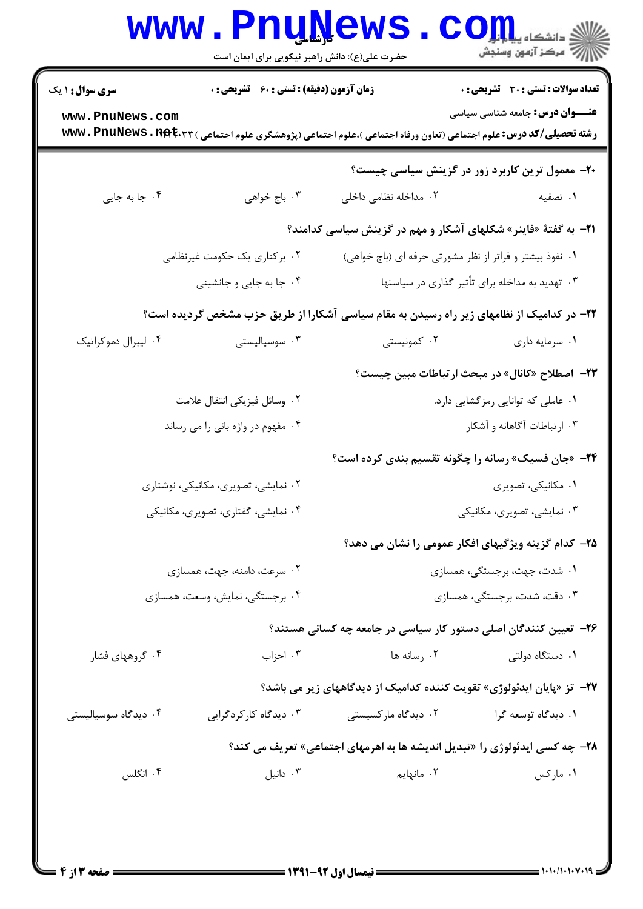**سری سوال:** ۱ یک | **زمان آزمون (دقیقه) : تستی :** ۶۰ **تشریحی :** ۰ | **تعداد سوالات : تستی :** ۳۰ **تشریحی :** ۰

**عنـــوان درس:** جامعه شناسی سیاسی

**رشته تحصیلی/کد درس:** علوم اجتماعی (تعاون ورفاه اجتماعی )،علوم اجتماعی (پژوهشگری علوم اجتماعی ) ۱۲۲۲۰۳۳

**۲۰- معمول ترین کاربرد زور در گزینش سیاسی چیست؟**

۱. تصفیه
۲. مداخله نظامی داخلی
۳. باج خواهی
۴. جا به جایی

**۲۱- به گفتهٔ «فاینر» شکلهای آشکار و مهم در گزینش سیاسی کدامند؟**

۱. نفوذ بیشتر و فراتر از نظر مشورتی حرفه ای (باج خواهی)
۲. برکناری یک حکومت غیرنظامی
۳. تهدید به مداخله برای تأثیر گذاری در سیاستها
۴. جا به جایی و جانشینی

**۲۲- در کدامیک از نظامهای زیر راه رسیدن به مقام سیاسی آشکارا از طریق حزب مشخص گردیده است؟**

۱. سرمایه داری
۲. کمونیستی
۳. سوسیالیستی
۴. لیبرال دموکراتیک

**۲۳- اصطلاح «کانال» در مبحث ارتباطات مبین چیست؟**

۱. عاملی که توانایی رمزگشایی دارد.
۲. وسائل فیزیکی انتقال علامت
۳. ارتباطات آگاهانه و آشکار
۴. مفهوم در واژه بانی را می رساند

**۲۴- «جان فسیک» رسانه را چگونه تقسیم بندی کرده است؟**

۱. مکانیکی، تصویری
۲. نمایشی، تصویری، مکانیکی، نوشتاری
۳. نمایشی، تصویری، مکانیکی
۴. نمایشی، گفتاری، تصویری، مکانیکی

**۲۵- کدام گزینه ویژگیهای افکار عمومی را نشان می دهد؟**

۱. شدت، جهت، برجستگی، همسازی
۲. سرعت، دامنه، جهت، همسازی
۳. دقت، شدت، برجستگی، همسازی
۴. برجستگی، نمایش، وسعت، همسازی

**۲۶- تعیین کنندگان اصلی دستور کار سیاسی در جامعه چه کسانی هستند؟**

۱. دستگاه دولتی
۲. رسانه ها
۳. احزاب
۴. گروههای فشار

**۲۷- تز «پایان ایدئولوژی» تقویت کننده کدامیک از دیدگاههای زیر می باشد؟**

۱. دیدگاه توسعه گرا
۲. دیدگاه مارکسیستی
۳. دیدگاه کارکردگرایی
۴. دیدگاه سوسیالیستی

**۲۸- چه کسی ایدئولوژی را «تبدیل اندیشه ها به اهرمهای اجتماعی» تعریف می کند؟**

۱. مارکس
۲. مانهایم
۳. دانیل
۴. انگلس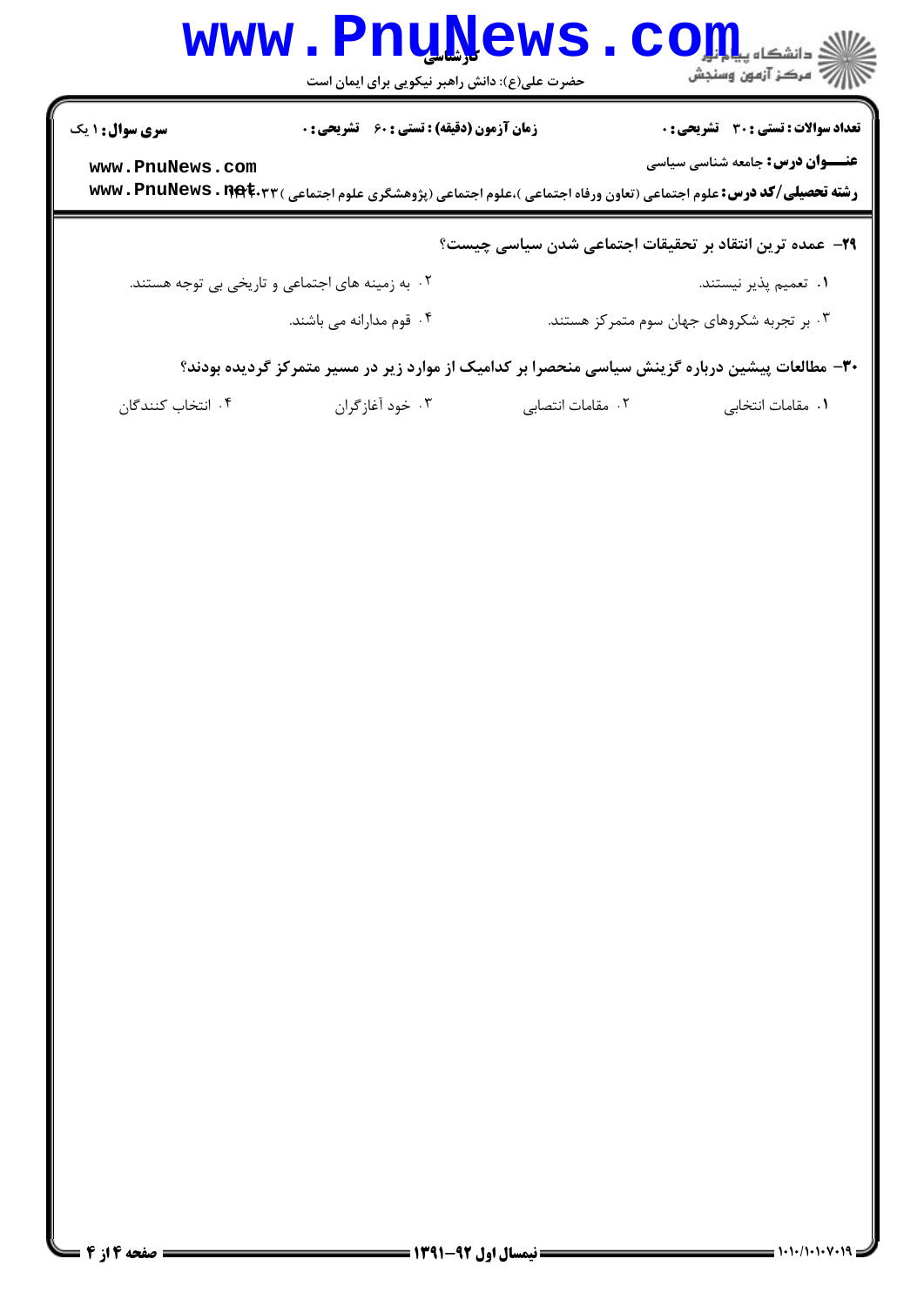**۲۹- عمده ترین انتقاد بر تحقیقات اجتماعی شدن سیاسی چیست؟**

۱. تعمیم پذیر نیستند.

۲. به زمینه های اجتماعی و تاریخی بی توجه هستند.

۳. بر تجربه شکروهای جهان سوم متمرکز هستند.

۴. قوم مدارانه می باشند.

**۳۰- مطالعات پیشین درباره گزینش سیاسی منحصرا بر کدامیک از موارد زیر در مسیر متمرکز گردیده بودند؟**

۱. مقامات انتخابی

۲. مقامات انتصابی

۳. خود آغازگران

۴. انتخاب کنندگان